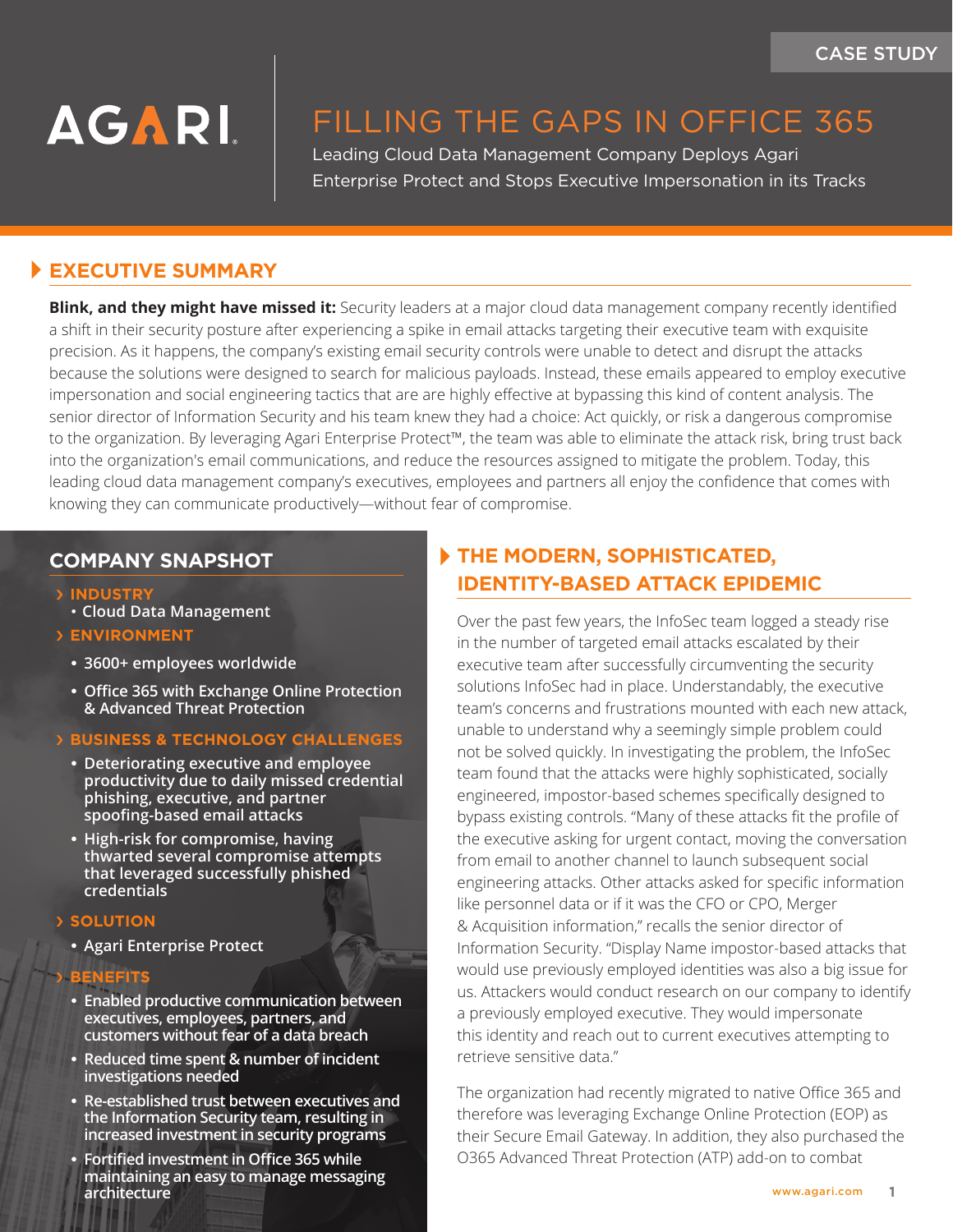CASE STUDY

AGARI

# FILLING THE GAPS IN OFFICE 365

Leading Cloud Data Management Company Deploys Agari Enterprise Protect and Stops Executive Impersonation in its Tracks

## EXECUTIVE SUMMARY

**Blink, and they might have missed it:** Security leaders at a major cloud data management company recently identified a shift in their security posture after experiencing a spike in email attacks targeting their executive team with exquisite precision. As it happens, the company's existing email security controls were unable to detect and disrupt the attacks because the solutions were designed to search for malicious payloads. Instead, these emails appeared to employ executive impersonation and social engineering tactics that are are highly effective at bypassing this kind of content analysis. The senior director of Information Security and his team knew they had a choice: Act quickly, or risk a dangerous compromise to the organization. By leveraging Agari Enterprise Protect™, the team was able to eliminate the attack risk, bring trust back into the organization's email communications, and reduce the resources assigned to mitigate the problem. Today, this leading cloud data management company's executives, employees and partners all enjoy the confidence that comes with knowing they can communicate productively—without fear of compromise.

## COMPANY SNAPSHOT

**› INDUSTRY**

- Cloud Data Management

**› ENVIRONMENT**

- 3600+ employees worldwide
- Office 365 with Exchange Online Protection & Advanced Threat Protection

**› BUSINESS & TECHNOLOGY CHALLENGES**

- Deteriorating executive and employee productivity due to daily missed credential phishing, executive, and partner spoofing-based email attacks
- High-risk for compromise, having thwarted several compromise attempts that leveraged successfully phished credentials

**› SOLUTION**

- Agari Enterprise Protect

**› BENEFITS**

- Enabled productive communication between executives, employees, partners, and customers without fear of a data breach
- Reduced time spent & number of incident investigations needed
- Re-established trust between executives and the Information Security team, resulting in increased investment in security programs
- Fortified investment in Office 365 while maintaining an easy to manage messaging architecture

## THE MODERN, SOPHISTICATED, IDENTITY-BASED ATTACK EPIDEMIC

Over the past few years, the InfoSec team logged a steady rise in the number of targeted email attacks escalated by their executive team after successfully circumventing the security solutions InfoSec had in place. Understandably, the executive team's concerns and frustrations mounted with each new attack, unable to understand why a seemingly simple problem could not be solved quickly. In investigating the problem, the InfoSec team found that the attacks were highly sophisticated, socially engineered, impostor-based schemes specifically designed to bypass existing controls. "Many of these attacks fit the profile of the executive asking for urgent contact, moving the conversation from email to another channel to launch subsequent social engineering attacks. Other attacks asked for specific information like personnel data or if it was the CFO or CPO, Merger & Acquisition information," recalls the senior director of Information Security. "Display Name impostor-based attacks that would use previously employed identities was also a big issue for us. Attackers would conduct research on our company to identify a previously employed executive. They would impersonate this identity and reach out to current executives attempting to retrieve sensitive data."

The organization had recently migrated to native Office 365 and therefore was leveraging Exchange Online Protection (EOP) as their Secure Email Gateway. In addition, they also purchased the O365 Advanced Threat Protection (ATP) add-on to combat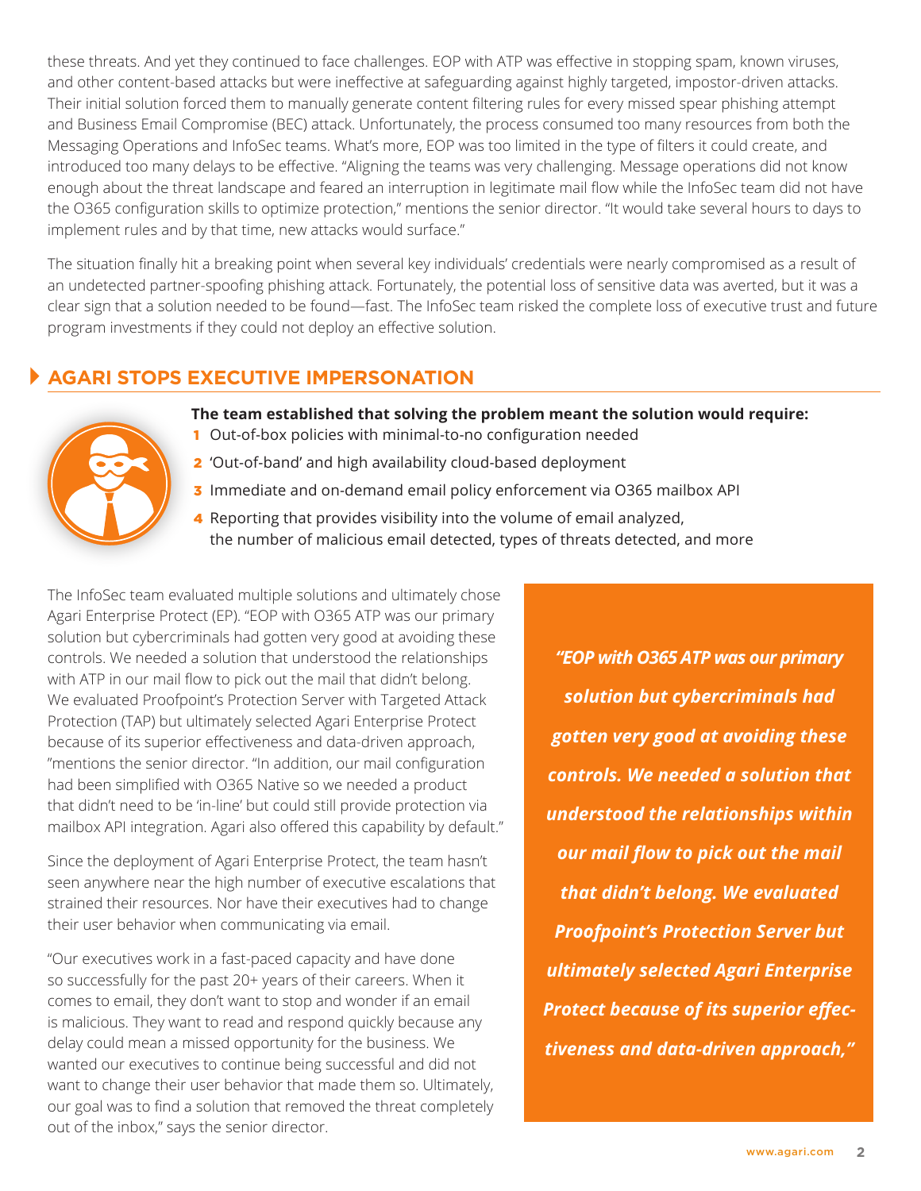these threats. And yet they continued to face challenges. EOP with ATP was effective in stopping spam, known viruses, and other content-based attacks but were ineffective at safeguarding against highly targeted, impostor-driven attacks. Their initial solution forced them to manually generate content filtering rules for every missed spear phishing attempt and Business Email Compromise (BEC) attack. Unfortunately, the process consumed too many resources from both the Messaging Operations and InfoSec teams. What's more, EOP was too limited in the type of filters it could create, and introduced too many delays to be effective. "Aligning the teams was very challenging. Message operations did not know enough about the threat landscape and feared an interruption in legitimate mail flow while the InfoSec team did not have the O365 configuration skills to optimize protection," mentions the senior director. "It would take several hours to days to implement rules and by that time, new attacks would surface."

The situation finally hit a breaking point when several key individuals' credentials were nearly compromised as a result of an undetected partner-spoofing phishing attack. Fortunately, the potential loss of sensitive data was averted, but it was a clear sign that a solution needed to be found—fast. The InfoSec team risked the complete loss of executive trust and future program investments if they could not deploy an effective solution.

## AGARI STOPS EXECUTIVE IMPERSONATION

**The team established that solving the problem meant the solution would require:**

1. Out-of-box policies with minimal-to-no configuration needed
2. 'Out-of-band' and high availability cloud-based deployment
3. Immediate and on-demand email policy enforcement via O365 mailbox API
4. Reporting that provides visibility into the volume of email analyzed, the number of malicious email detected, types of threats detected, and more

The InfoSec team evaluated multiple solutions and ultimately chose Agari Enterprise Protect (EP). "EOP with O365 ATP was our primary solution but cybercriminals had gotten very good at avoiding these controls. We needed a solution that understood the relationships with ATP in our mail flow to pick out the mail that didn't belong. We evaluated Proofpoint's Protection Server with Targeted Attack Protection (TAP) but ultimately selected Agari Enterprise Protect because of its superior effectiveness and data-driven approach, "mentions the senior director. "In addition, our mail configuration had been simplified with O365 Native so we needed a product that didn't need to be 'in-line' but could still provide protection via mailbox API integration. Agari also offered this capability by default."

Since the deployment of Agari Enterprise Protect, the team hasn't seen anywhere near the high number of executive escalations that strained their resources. Nor have their executives had to change their user behavior when communicating via email.

"Our executives work in a fast-paced capacity and have done so successfully for the past 20+ years of their careers. When it comes to email, they don't want to stop and wonder if an email is malicious. They want to read and respond quickly because any delay could mean a missed opportunity for the business. We wanted our executives to continue being successful and did not want to change their user behavior that made them so. Ultimately, our goal was to find a solution that removed the threat completely out of the inbox," says the senior director.

> ***"EOP with O365 ATP was our primary solution but cybercriminals had gotten very good at avoiding these controls. We needed a solution that understood the relationships within our mail flow to pick out the mail that didn't belong. We evaluated Proofpoint's Protection Server but ultimately selected Agari Enterprise Protect because of its superior effectiveness and data-driven approach,"***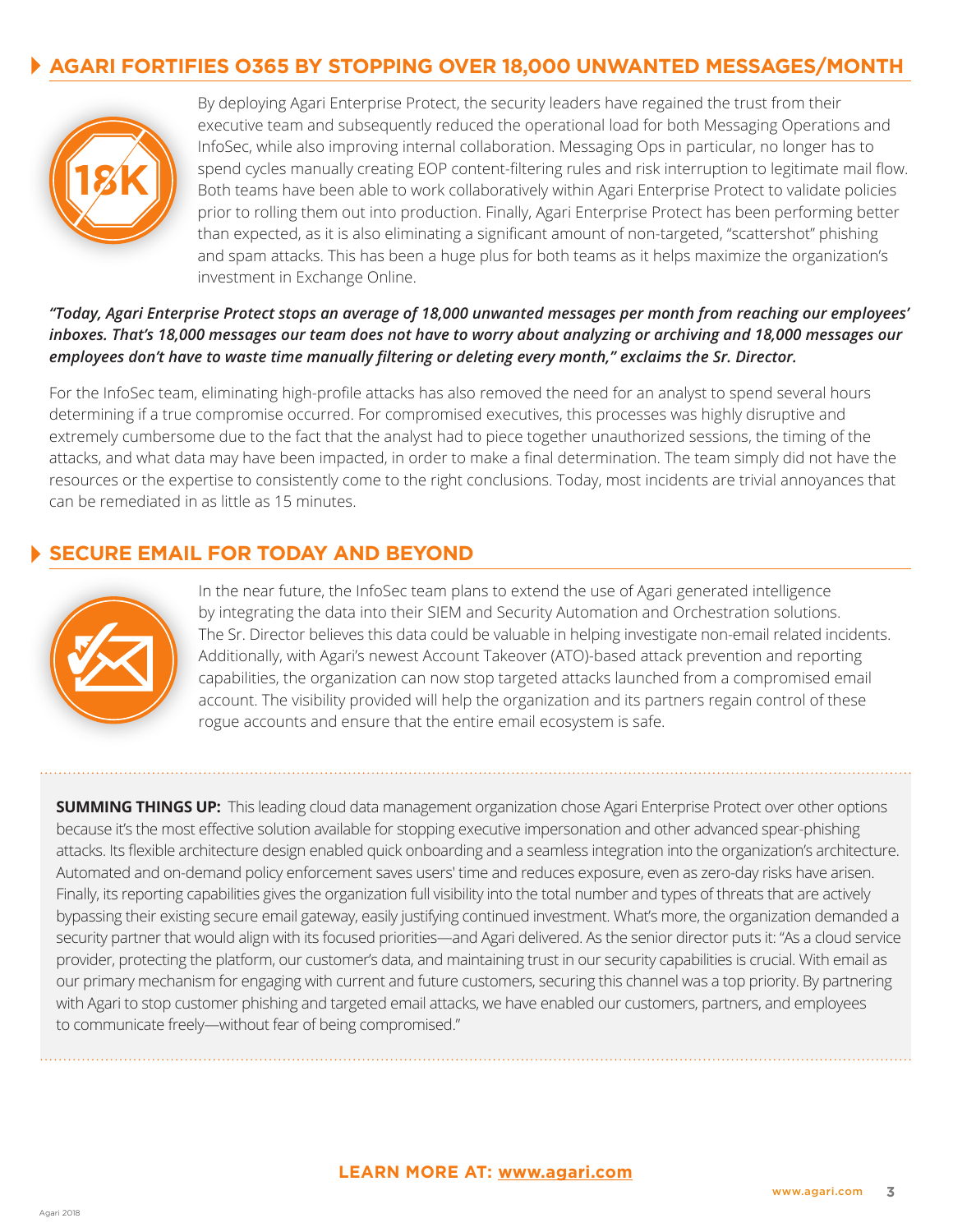## AGARI FORTIFIES O365 BY STOPPING OVER 18,000 UNWANTED MESSAGES/MONTH

By deploying Agari Enterprise Protect, the security leaders have regained the trust from their executive team and subsequently reduced the operational load for both Messaging Operations and InfoSec, while also improving internal collaboration. Messaging Ops in particular, no longer has to spend cycles manually creating EOP content-filtering rules and risk interruption to legitimate mail flow. Both teams have been able to work collaboratively within Agari Enterprise Protect to validate policies prior to rolling them out into production. Finally, Agari Enterprise Protect has been performing better than expected, as it is also eliminating a significant amount of non-targeted, "scattershot" phishing and spam attacks. This has been a huge plus for both teams as it helps maximize the organization's investment in Exchange Online.

***"Today, Agari Enterprise Protect stops an average of 18,000 unwanted messages per month from reaching our employees' inboxes. That's 18,000 messages our team does not have to worry about analyzing or archiving and 18,000 messages our employees don't have to waste time manually filtering or deleting every month," exclaims the Sr. Director.***

For the InfoSec team, eliminating high-profile attacks has also removed the need for an analyst to spend several hours determining if a true compromise occurred. For compromised executives, this processes was highly disruptive and extremely cumbersome due to the fact that the analyst had to piece together unauthorized sessions, the timing of the attacks, and what data may have been impacted, in order to make a final determination. The team simply did not have the resources or the expertise to consistently come to the right conclusions. Today, most incidents are trivial annoyances that can be remediated in as little as 15 minutes.

## SECURE EMAIL FOR TODAY AND BEYOND

In the near future, the InfoSec team plans to extend the use of Agari generated intelligence by integrating the data into their SIEM and Security Automation and Orchestration solutions. The Sr. Director believes this data could be valuable in helping investigate non-email related incidents. Additionally, with Agari's newest Account Takeover (ATO)-based attack prevention and reporting capabilities, the organization can now stop targeted attacks launched from a compromised email account. The visibility provided will help the organization and its partners regain control of these rogue accounts and ensure that the entire email ecosystem is safe.

**SUMMING THINGS UP:** This leading cloud data management organization chose Agari Enterprise Protect over other options because it's the most effective solution available for stopping executive impersonation and other advanced spear-phishing attacks. Its flexible architecture design enabled quick onboarding and a seamless integration into the organization's architecture. Automated and on-demand policy enforcement saves users' time and reduces exposure, even as zero-day risks have arisen. Finally, its reporting capabilities gives the organization full visibility into the total number and types of threats that are actively bypassing their existing secure email gateway, easily justifying continued investment. What's more, the organization demanded a security partner that would align with its focused priorities—and Agari delivered. As the senior director puts it: "As a cloud service provider, protecting the platform, our customer's data, and maintaining trust in our security capabilities is crucial. With email as our primary mechanism for engaging with current and future customers, securing this channel was a top priority. By partnering with Agari to stop customer phishing and targeted email attacks, we have enabled our customers, partners, and employees to communicate freely—without fear of being compromised."

**LEARN MORE AT: [www.agari.com](http://www.agari.com)**

Agari 2018